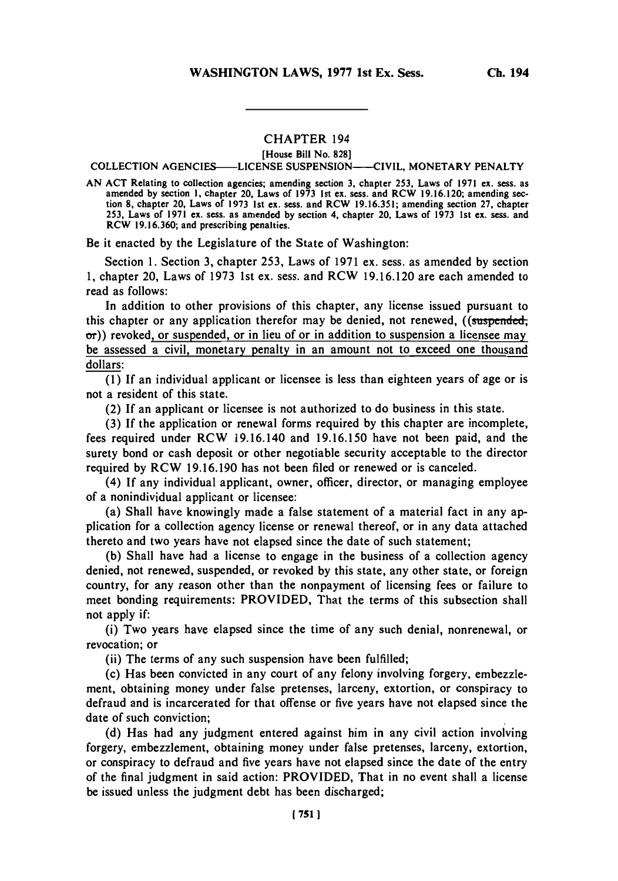# CHAPTER 194

[House Bill No. 828]

COLLECTION AGENCIES——LICENSE SUSPENSION——CIVIL, MONETARY PENALTY

AN ACT Relating to collection agencies; amending section 3, chapter 253, Laws of 1971 ex. sess. as amended by section 1, chapter 20, Laws of 1973 1st ex. sess. and RCW 19.16.120; amending section 8, chapter 20, Laws of 1973 1st ex. sess. and RCW 19.16.351; amending section 27, chapter 253, Laws of 1971 ex. sess. as amended by section 4, chapter 20, Laws of 1973 1st ex. sess. and RCW 19.16.360; and prescribing penalties.

Be it enacted by the Legislature of the State of Washington:

Section 1. Section 3, chapter 253, Laws of 1971 ex. sess. as amended by section 1, chapter 20, Laws of 1973 1st ex. sess. and RCW 19.16.120 are each amended to read as follows:

In addition to other provisions of this chapter, any license issued pursuant to this chapter or any application therefor may be denied, not renewed, ((~~suspended, or~~)) revoked, or suspended, or in lieu of or in addition to suspension a licensee may be assessed a civil, monetary penalty in an amount not to exceed one thousand dollars:

(1) If an individual applicant or licensee is less than eighteen years of age or is not a resident of this state.

(2) If an applicant or licensee is not authorized to do business in this state.

(3) If the application or renewal forms required by this chapter are incomplete, fees required under RCW 19.16.140 and 19.16.150 have not been paid, and the surety bond or cash deposit or other negotiable security acceptable to the director required by RCW 19.16.190 has not been filed or renewed or is canceled.

(4) If any individual applicant, owner, officer, director, or managing employee of a nonindividual applicant or licensee:

(a) Shall have knowingly made a false statement of a material fact in any application for a collection agency license or renewal thereof, or in any data attached thereto and two years have not elapsed since the date of such statement;

(b) Shall have had a license to engage in the business of a collection agency denied, not renewed, suspended, or revoked by this state, any other state, or foreign country, for any reason other than the nonpayment of licensing fees or failure to meet bonding requirements: PROVIDED, That the terms of this subsection shall not apply if:

(i) Two years have elapsed since the time of any such denial, nonrenewal, or revocation; or

(ii) The terms of any such suspension have been fulfilled;

(c) Has been convicted in any court of any felony involving forgery, embezzlement, obtaining money under false pretenses, larceny, extortion, or conspiracy to defraud and is incarcerated for that offense or five years have not elapsed since the date of such conviction;

(d) Has had any judgment entered against him in any civil action involving forgery, embezzlement, obtaining money under false pretenses, larceny, extortion, or conspiracy to defraud and five years have not elapsed since the date of the entry of the final judgment in said action: PROVIDED, That in no event shall a license be issued unless the judgment debt has been discharged;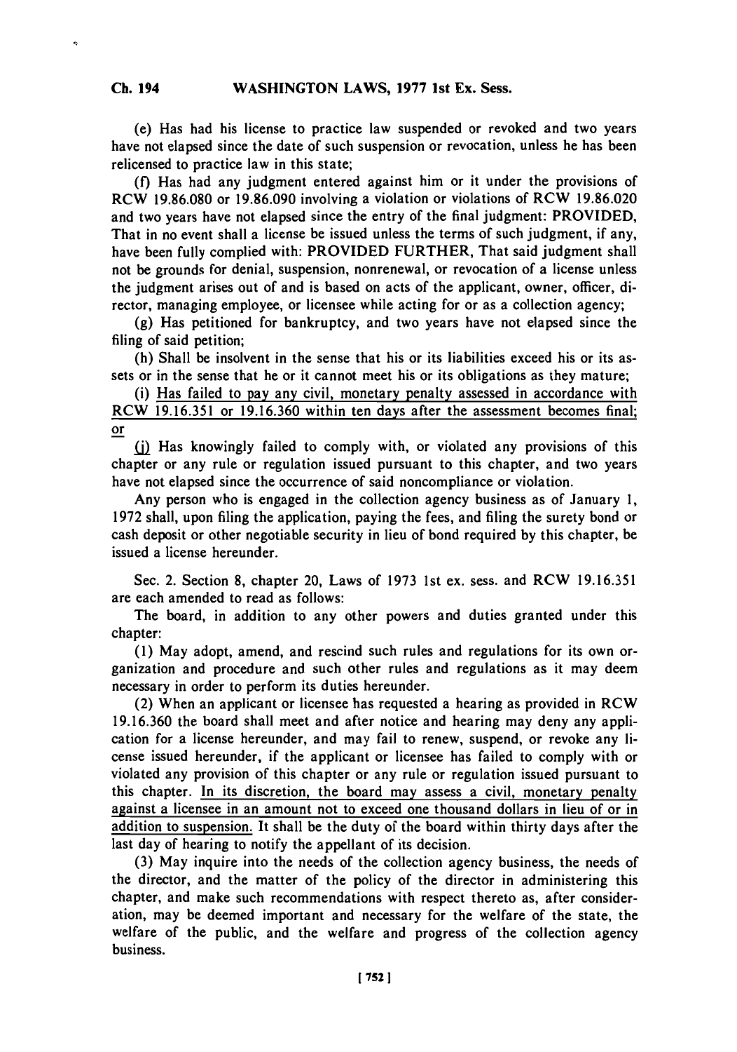(e) Has had his license to practice law suspended or revoked and two years have not elapsed since the date of such suspension or revocation, unless he has been relicensed to practice law in this state;

(f) Has had any judgment entered against him or it under the provisions of RCW 19.86.080 or 19.86.090 involving a violation or violations of RCW 19.86.020 and two years have not elapsed since the entry of the final judgment: PROVIDED, That in no event shall a license be issued unless the terms of such judgment, if any, have been fully complied with: PROVIDED FURTHER, That said judgment shall not be grounds for denial, suspension, nonrenewal, or revocation of a license unless the judgment arises out of and is based on acts of the applicant, owner, officer, director, managing employee, or licensee while acting for or as a collection agency;

(g) Has petitioned for bankruptcy, and two years have not elapsed since the filing of said petition;

(h) Shall be insolvent in the sense that his or its liabilities exceed his or its assets or in the sense that he or it cannot meet his or its obligations as they mature;

(i) <u>Has failed to pay any civil, monetary penalty assessed in accordance with RCW 19.16.351 or 19.16.360 within ten days after the assessment becomes final; or</u>

<u>(j)</u> Has knowingly failed to comply with, or violated any provisions of this chapter or any rule or regulation issued pursuant to this chapter, and two years have not elapsed since the occurrence of said noncompliance or violation.

Any person who is engaged in the collection agency business as of January 1, 1972 shall, upon filing the application, paying the fees, and filing the surety bond or cash deposit or other negotiable security in lieu of bond required by this chapter, be issued a license hereunder.

Sec. 2. Section 8, chapter 20, Laws of 1973 1st ex. sess. and RCW 19.16.351 are each amended to read as follows:

The board, in addition to any other powers and duties granted under this chapter:

(1) May adopt, amend, and rescind such rules and regulations for its own organization and procedure and such other rules and regulations as it may deem necessary in order to perform its duties hereunder.

(2) When an applicant or licensee has requested a hearing as provided in RCW 19.16.360 the board shall meet and after notice and hearing may deny any application for a license hereunder, and may fail to renew, suspend, or revoke any license issued hereunder, if the applicant or licensee has failed to comply with or violated any provision of this chapter or any rule or regulation issued pursuant to this chapter. <u>In its discretion, the board may assess a civil, monetary penalty against a licensee in an amount not to exceed one thousand dollars in lieu of or in addition to suspension.</u> It shall be the duty of the board within thirty days after the last day of hearing to notify the appellant of its decision.

(3) May inquire into the needs of the collection agency business, the needs of the director, and the matter of the policy of the director in administering this chapter, and make such recommendations with respect thereto as, after consideration, may be deemed important and necessary for the welfare of the state, the welfare of the public, and the welfare and progress of the collection agency business.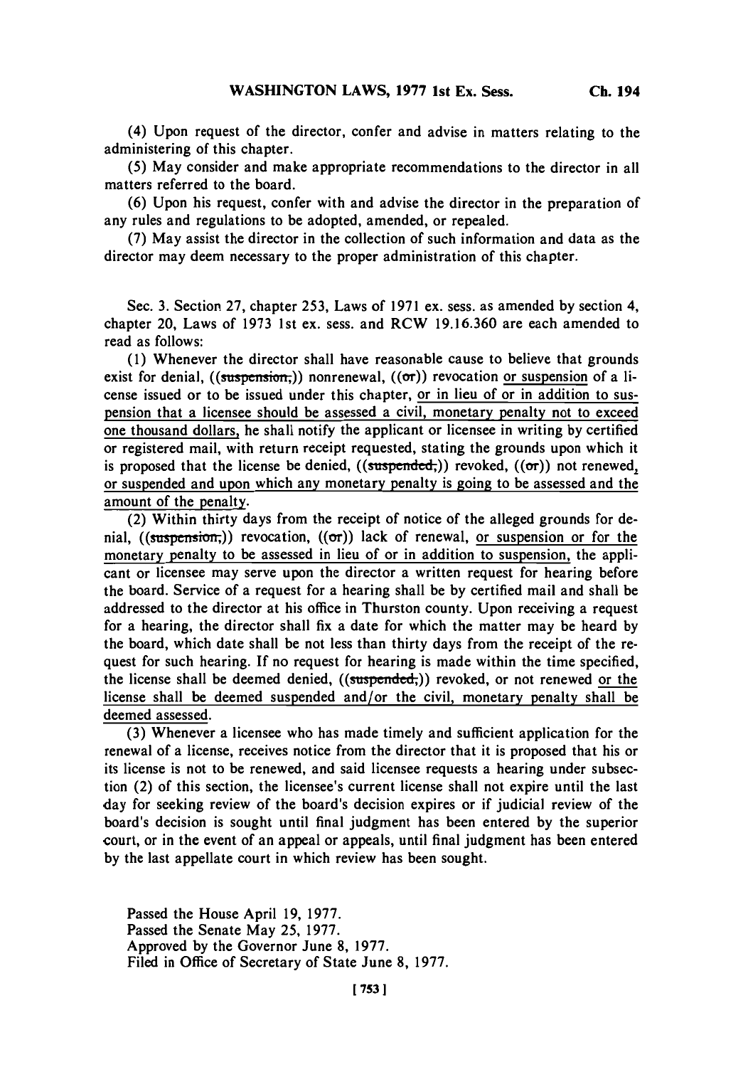(4) Upon request of the director, confer and advise in matters relating to the administering of this chapter.

(5) May consider and make appropriate recommendations to the director in all matters referred to the board.

(6) Upon his request, confer with and advise the director in the preparation of any rules and regulations to be adopted, amended, or repealed.

(7) May assist the director in the collection of such information and data as the director may deem necessary to the proper administration of this chapter.

Sec. 3. Section 27, chapter 253, Laws of 1971 ex. sess. as amended by section 4, chapter 20, Laws of 1973 1st ex. sess. and RCW 19.16.360 are each amended to read as follows:

(1) Whenever the director shall have reasonable cause to believe that grounds exist for denial, ((~~suspension,~~)) nonrenewal, ((~~or~~)) revocation <u>or suspension</u> of a license issued or to be issued under this chapter, <u>or in lieu of or in addition to suspension that a licensee should be assessed a civil, monetary penalty not to exceed one thousand dollars,</u> he shall notify the applicant or licensee in writing by certified or registered mail, with return receipt requested, stating the grounds upon which it is proposed that the license be denied, ((~~suspended,~~)) revoked, ((~~or~~)) not renewed<u>, or suspended and upon</u> which <u>any monetary penalty is going to be assessed and the amount of the penalty</u>.

(2) Within thirty days from the receipt of notice of the alleged grounds for denial, ((~~suspension,~~)) revocation, ((~~or~~)) lack of renewal, <u>or suspension or for the monetary penalty to be assessed in lieu of or in addition to suspension,</u> the applicant or licensee may serve upon the director a written request for hearing before the board. Service of a request for a hearing shall be by certified mail and shall be addressed to the director at his office in Thurston county. Upon receiving a request for a hearing, the director shall fix a date for which the matter may be heard by the board, which date shall be not less than thirty days from the receipt of the request for such hearing. If no request for hearing is made within the time specified, the license shall be deemed denied, ((~~suspended,~~)) revoked, or not renewed <u>or the license shall be deemed suspended and/or the civil, monetary penalty shall be deemed assessed</u>.

(3) Whenever a licensee who has made timely and sufficient application for the renewal of a license, receives notice from the director that it is proposed that his or its license is not to be renewed, and said licensee requests a hearing under subsection (2) of this section, the licensee's current license shall not expire until the last day for seeking review of the board's decision expires or if judicial review of the board's decision is sought until final judgment has been entered by the superior court, or in the event of an appeal or appeals, until final judgment has been entered by the last appellate court in which review has been sought.

Passed the House April 19, 1977.
Passed the Senate May 25, 1977.
Approved by the Governor June 8, 1977.
Filed in Office of Secretary of State June 8, 1977.